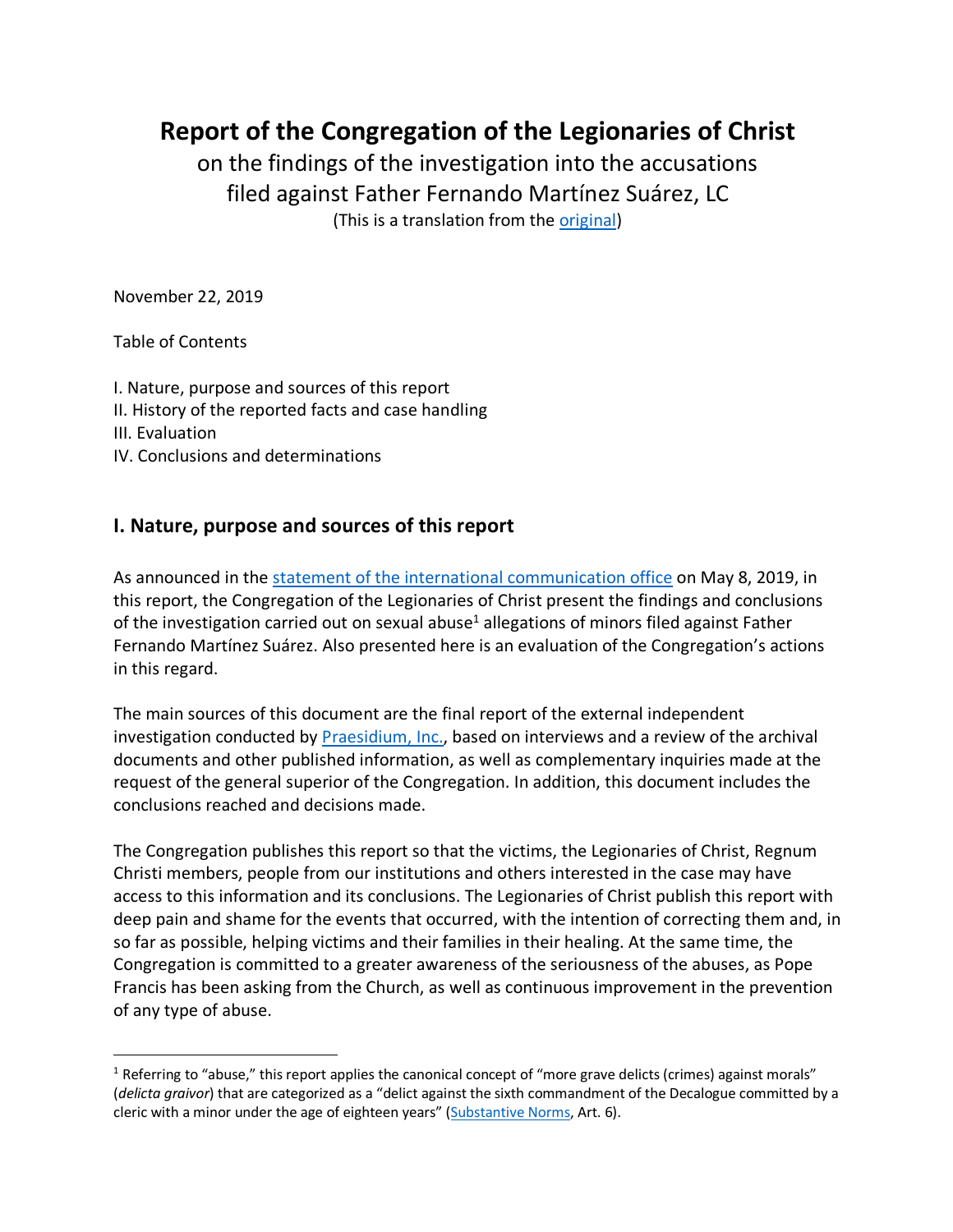# Report of the Congregation of the Legionaries of Christ

on the findings of the investigation into the accusations filed against Father Fernando Martínez Suárez, LC

(This is a translation from the original)

November 22, 2019

Table of Contents

I. Nature, purpose and sources of this report
II. History of the reported facts and case handling
III. Evaluation
IV. Conclusions and determinations

## I. Nature, purpose and sources of this report

As announced in the statement of the international communication office on May 8, 2019, in this report, the Congregation of the Legionaries of Christ present the findings and conclusions of the investigation carried out on sexual abuse[1] allegations of minors filed against Father Fernando Martínez Suárez. Also presented here is an evaluation of the Congregation's actions in this regard.

The main sources of this document are the final report of the external independent investigation conducted by Praesidium, Inc., based on interviews and a review of the archival documents and other published information, as well as complementary inquiries made at the request of the general superior of the Congregation. In addition, this document includes the conclusions reached and decisions made.

The Congregation publishes this report so that the victims, the Legionaries of Christ, Regnum Christi members, people from our institutions and others interested in the case may have access to this information and its conclusions. The Legionaries of Christ publish this report with deep pain and shame for the events that occurred, with the intention of correcting them and, in so far as possible, helping victims and their families in their healing. At the same time, the Congregation is committed to a greater awareness of the seriousness of the abuses, as Pope Francis has been asking from the Church, as well as continuous improvement in the prevention of any type of abuse.

[1] Referring to "abuse," this report applies the canonical concept of "more grave delicts (crimes) against morals" (*delicta graivor*) that are categorized as a "delict against the sixth commandment of the Decalogue committed by a cleric with a minor under the age of eighteen years" (Substantive Norms, Art. 6).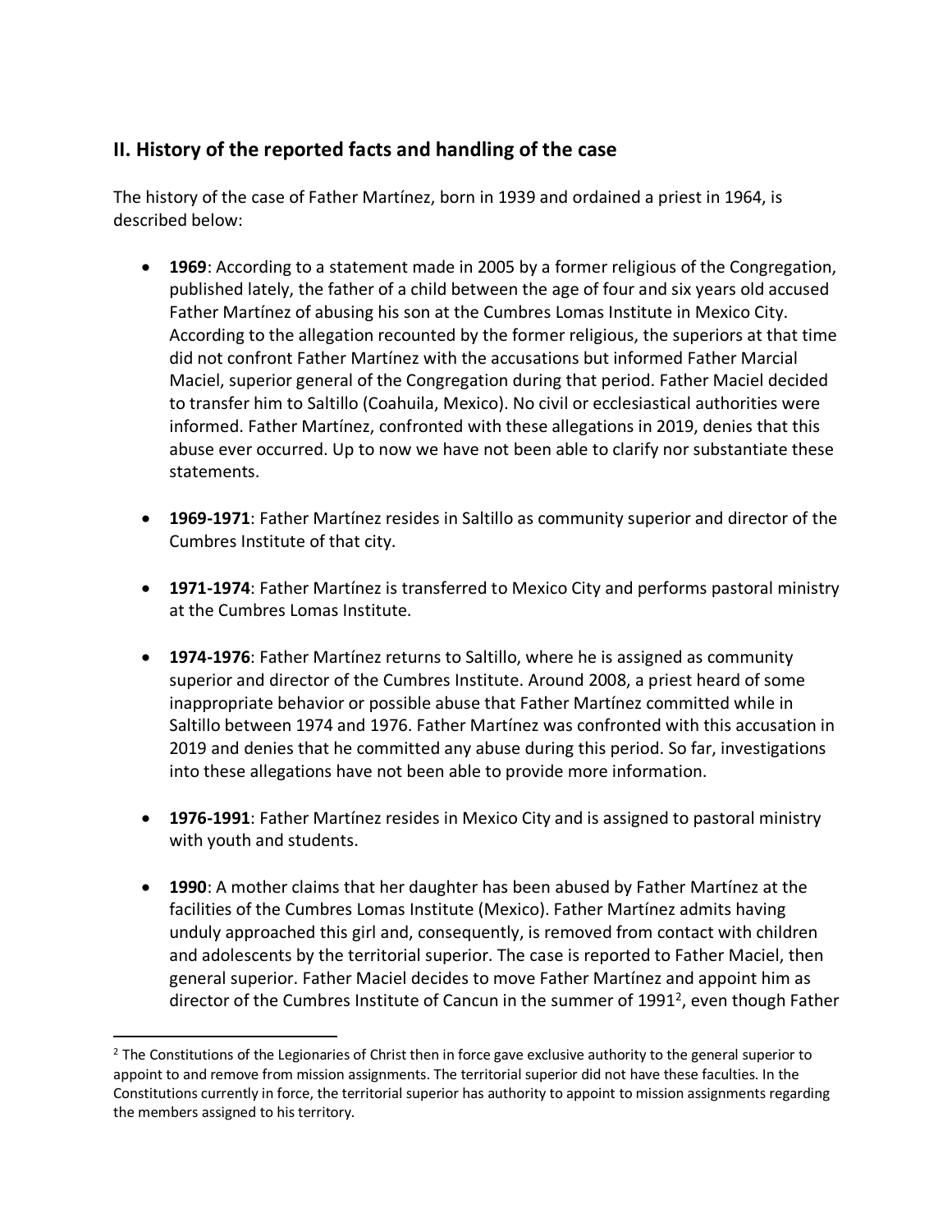## II. History of the reported facts and handling of the case

The history of the case of Father Martínez, born in 1939 and ordained a priest in 1964, is described below:

- **1969**: According to a statement made in 2005 by a former religious of the Congregation, published lately, the father of a child between the age of four and six years old accused Father Martínez of abusing his son at the Cumbres Lomas Institute in Mexico City. According to the allegation recounted by the former religious, the superiors at that time did not confront Father Martínez with the accusations but informed Father Marcial Maciel, superior general of the Congregation during that period. Father Maciel decided to transfer him to Saltillo (Coahuila, Mexico). No civil or ecclesiastical authorities were informed. Father Martínez, confronted with these allegations in 2019, denies that this abuse ever occurred. Up to now we have not been able to clarify nor substantiate these statements.

- **1969-1971**: Father Martínez resides in Saltillo as community superior and director of the Cumbres Institute of that city.

- **1971-1974**: Father Martínez is transferred to Mexico City and performs pastoral ministry at the Cumbres Lomas Institute.

- **1974-1976**: Father Martínez returns to Saltillo, where he is assigned as community superior and director of the Cumbres Institute. Around 2008, a priest heard of some inappropriate behavior or possible abuse that Father Martínez committed while in Saltillo between 1974 and 1976. Father Martínez was confronted with this accusation in 2019 and denies that he committed any abuse during this period. So far, investigations into these allegations have not been able to provide more information.

- **1976-1991**: Father Martínez resides in Mexico City and is assigned to pastoral ministry with youth and students.

- **1990**: A mother claims that her daughter has been abused by Father Martínez at the facilities of the Cumbres Lomas Institute (Mexico). Father Martínez admits having unduly approached this girl and, consequently, is removed from contact with children and adolescents by the territorial superior. The case is reported to Father Maciel, then general superior. Father Maciel decides to move Father Martínez and appoint him as director of the Cumbres Institute of Cancun in the summer of 1991[2], even though Father

[2] The Constitutions of the Legionaries of Christ then in force gave exclusive authority to the general superior to appoint to and remove from mission assignments. The territorial superior did not have these faculties. In the Constitutions currently in force, the territorial superior has authority to appoint to mission assignments regarding the members assigned to his territory.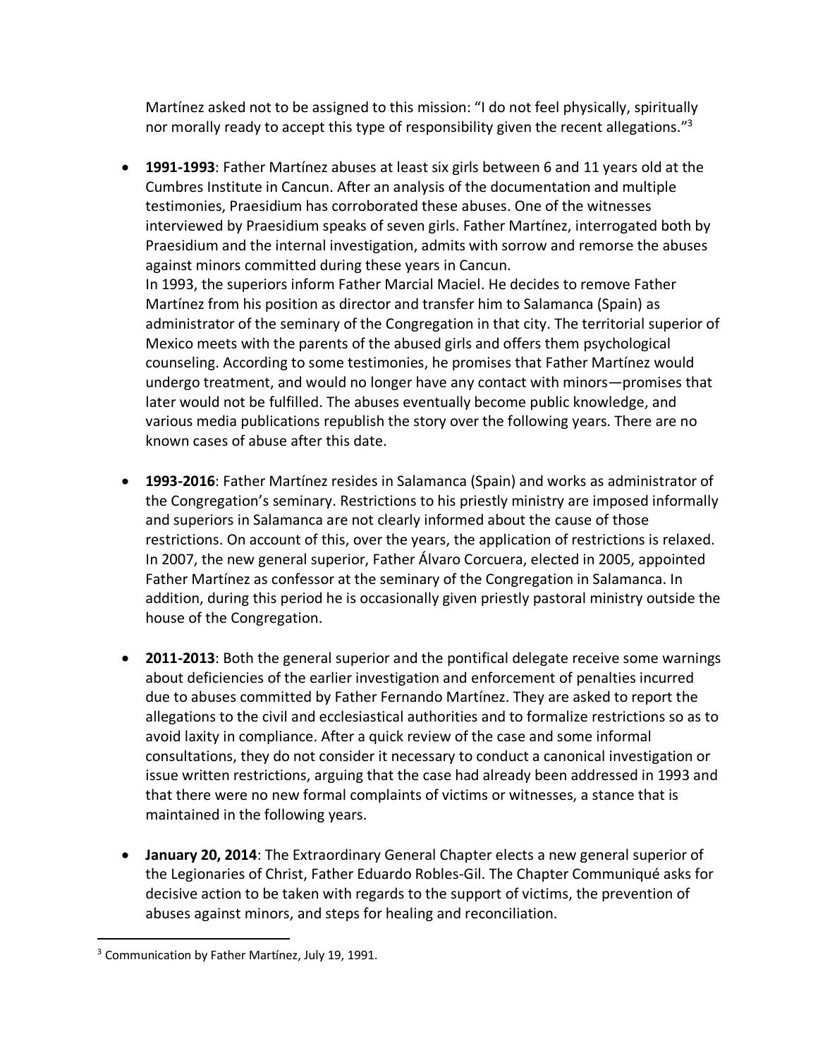Martínez asked not to be assigned to this mission: "I do not feel physically, spiritually nor morally ready to accept this type of responsibility given the recent allegations."[3]

- **1991-1993**: Father Martínez abuses at least six girls between 6 and 11 years old at the Cumbres Institute in Cancun. After an analysis of the documentation and multiple testimonies, Praesidium has corroborated these abuses. One of the witnesses interviewed by Praesidium speaks of seven girls. Father Martínez, interrogated both by Praesidium and the internal investigation, admits with sorrow and remorse the abuses against minors committed during these years in Cancun.
  In 1993, the superiors inform Father Marcial Maciel. He decides to remove Father Martínez from his position as director and transfer him to Salamanca (Spain) as administrator of the seminary of the Congregation in that city. The territorial superior of Mexico meets with the parents of the abused girls and offers them psychological counseling. According to some testimonies, he promises that Father Martínez would undergo treatment, and would no longer have any contact with minors—promises that later would not be fulfilled. The abuses eventually become public knowledge, and various media publications republish the story over the following years. There are no known cases of abuse after this date.

- **1993-2016**: Father Martínez resides in Salamanca (Spain) and works as administrator of the Congregation's seminary. Restrictions to his priestly ministry are imposed informally and superiors in Salamanca are not clearly informed about the cause of those restrictions. On account of this, over the years, the application of restrictions is relaxed. In 2007, the new general superior, Father Álvaro Corcuera, elected in 2005, appointed Father Martínez as confessor at the seminary of the Congregation in Salamanca. In addition, during this period he is occasionally given priestly pastoral ministry outside the house of the Congregation.

- **2011-2013**: Both the general superior and the pontifical delegate receive some warnings about deficiencies of the earlier investigation and enforcement of penalties incurred due to abuses committed by Father Fernando Martínez. They are asked to report the allegations to the civil and ecclesiastical authorities and to formalize restrictions so as to avoid laxity in compliance. After a quick review of the case and some informal consultations, they do not consider it necessary to conduct a canonical investigation or issue written restrictions, arguing that the case had already been addressed in 1993 and that there were no new formal complaints of victims or witnesses, a stance that is maintained in the following years.

- **January 20, 2014**: The Extraordinary General Chapter elects a new general superior of the Legionaries of Christ, Father Eduardo Robles-Gil. The Chapter Communiqué asks for decisive action to be taken with regards to the support of victims, the prevention of abuses against minors, and steps for healing and reconciliation.

[3] Communication by Father Martínez, July 19, 1991.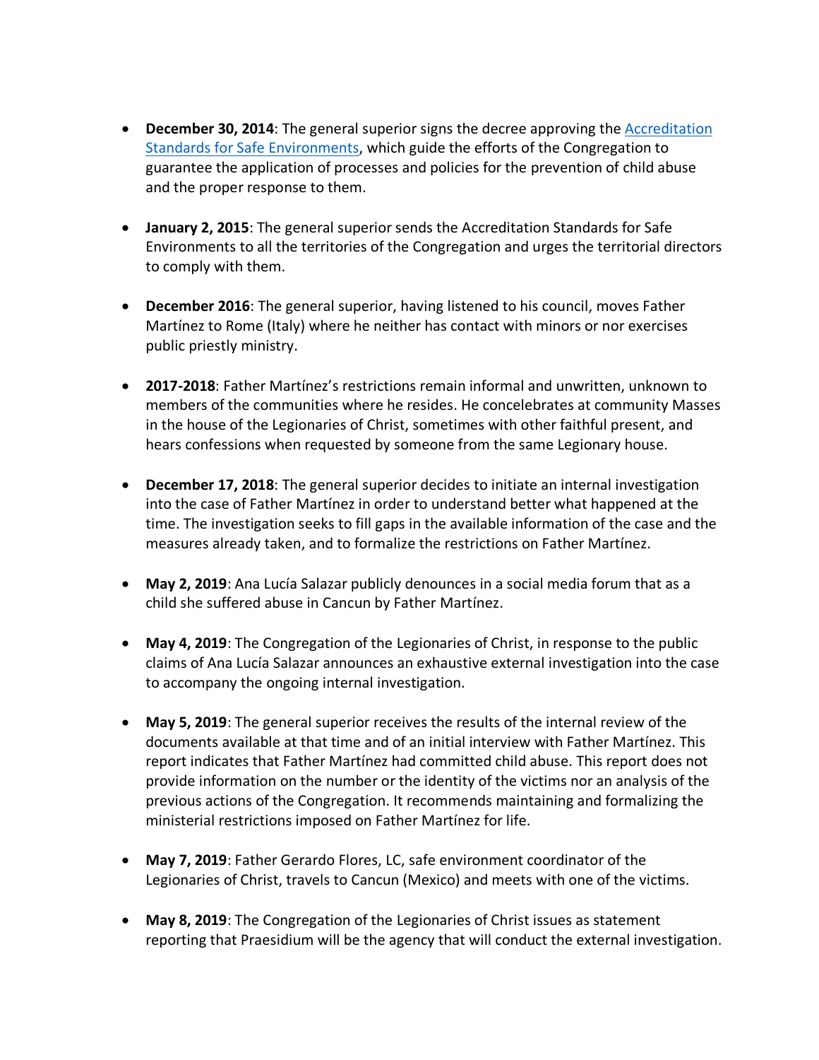- **December 30, 2014**: The general superior signs the decree approving the [Accreditation Standards for Safe Environments](), which guide the efforts of the Congregation to guarantee the application of processes and policies for the prevention of child abuse and the proper response to them.

- **January 2, 2015**: The general superior sends the Accreditation Standards for Safe Environments to all the territories of the Congregation and urges the territorial directors to comply with them.

- **December 2016**: The general superior, having listened to his council, moves Father Martínez to Rome (Italy) where he neither has contact with minors or nor exercises public priestly ministry.

- **2017-2018**: Father Martínez's restrictions remain informal and unwritten, unknown to members of the communities where he resides. He concelebrates at community Masses in the house of the Legionaries of Christ, sometimes with other faithful present, and hears confessions when requested by someone from the same Legionary house.

- **December 17, 2018**: The general superior decides to initiate an internal investigation into the case of Father Martínez in order to understand better what happened at the time. The investigation seeks to fill gaps in the available information of the case and the measures already taken, and to formalize the restrictions on Father Martínez.

- **May 2, 2019**: Ana Lucía Salazar publicly denounces in a social media forum that as a child she suffered abuse in Cancun by Father Martínez.

- **May 4, 2019**: The Congregation of the Legionaries of Christ, in response to the public claims of Ana Lucía Salazar announces an exhaustive external investigation into the case to accompany the ongoing internal investigation.

- **May 5, 2019**: The general superior receives the results of the internal review of the documents available at that time and of an initial interview with Father Martínez. This report indicates that Father Martínez had committed child abuse. This report does not provide information on the number or the identity of the victims nor an analysis of the previous actions of the Congregation. It recommends maintaining and formalizing the ministerial restrictions imposed on Father Martínez for life.

- **May 7, 2019**: Father Gerardo Flores, LC, safe environment coordinator of the Legionaries of Christ, travels to Cancun (Mexico) and meets with one of the victims.

- **May 8, 2019**: The Congregation of the Legionaries of Christ issues as statement reporting that Praesidium will be the agency that will conduct the external investigation.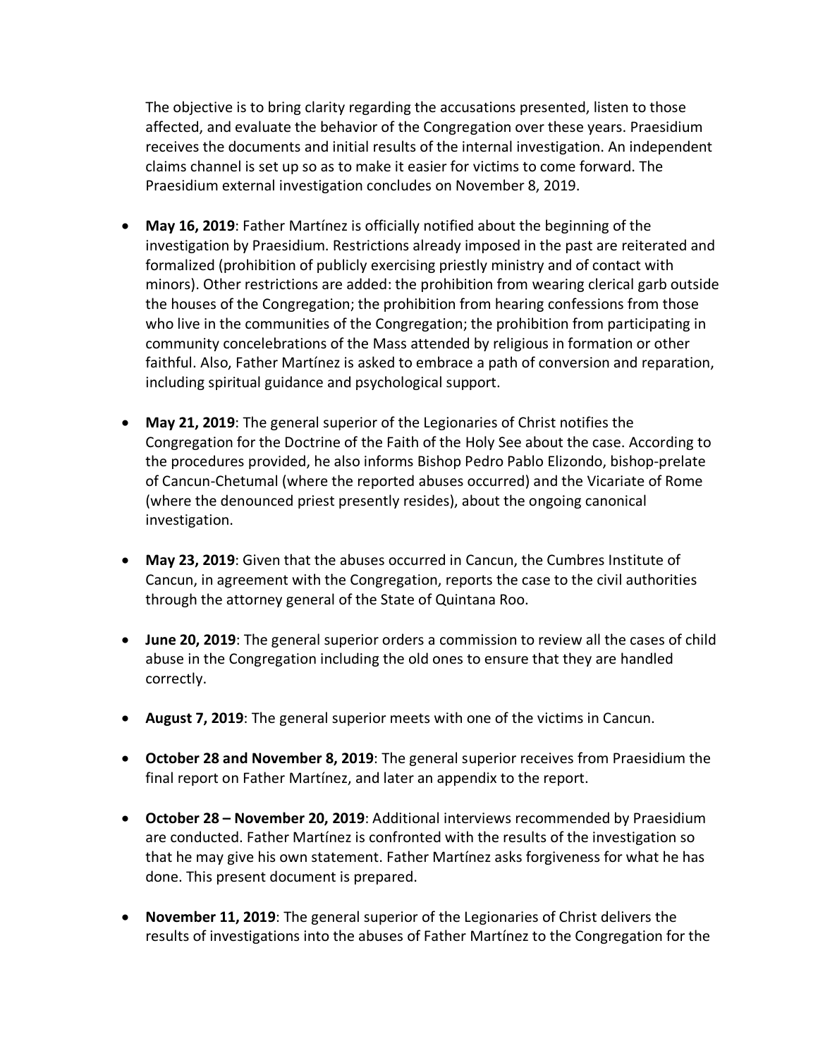The objective is to bring clarity regarding the accusations presented, listen to those affected, and evaluate the behavior of the Congregation over these years. Praesidium receives the documents and initial results of the internal investigation. An independent claims channel is set up so as to make it easier for victims to come forward. The Praesidium external investigation concludes on November 8, 2019.

- **May 16, 2019**: Father Martínez is officially notified about the beginning of the investigation by Praesidium. Restrictions already imposed in the past are reiterated and formalized (prohibition of publicly exercising priestly ministry and of contact with minors). Other restrictions are added: the prohibition from wearing clerical garb outside the houses of the Congregation; the prohibition from hearing confessions from those who live in the communities of the Congregation; the prohibition from participating in community concelebrations of the Mass attended by religious in formation or other faithful. Also, Father Martínez is asked to embrace a path of conversion and reparation, including spiritual guidance and psychological support.

- **May 21, 2019**: The general superior of the Legionaries of Christ notifies the Congregation for the Doctrine of the Faith of the Holy See about the case. According to the procedures provided, he also informs Bishop Pedro Pablo Elizondo, bishop-prelate of Cancun-Chetumal (where the reported abuses occurred) and the Vicariate of Rome (where the denounced priest presently resides), about the ongoing canonical investigation.

- **May 23, 2019**: Given that the abuses occurred in Cancun, the Cumbres Institute of Cancun, in agreement with the Congregation, reports the case to the civil authorities through the attorney general of the State of Quintana Roo.

- **June 20, 2019**: The general superior orders a commission to review all the cases of child abuse in the Congregation including the old ones to ensure that they are handled correctly.

- **August 7, 2019**: The general superior meets with one of the victims in Cancun.

- **October 28 and November 8, 2019**: The general superior receives from Praesidium the final report on Father Martínez, and later an appendix to the report.

- **October 28 – November 20, 2019**: Additional interviews recommended by Praesidium are conducted. Father Martínez is confronted with the results of the investigation so that he may give his own statement. Father Martínez asks forgiveness for what he has done. This present document is prepared.

- **November 11, 2019**: The general superior of the Legionaries of Christ delivers the results of investigations into the abuses of Father Martínez to the Congregation for the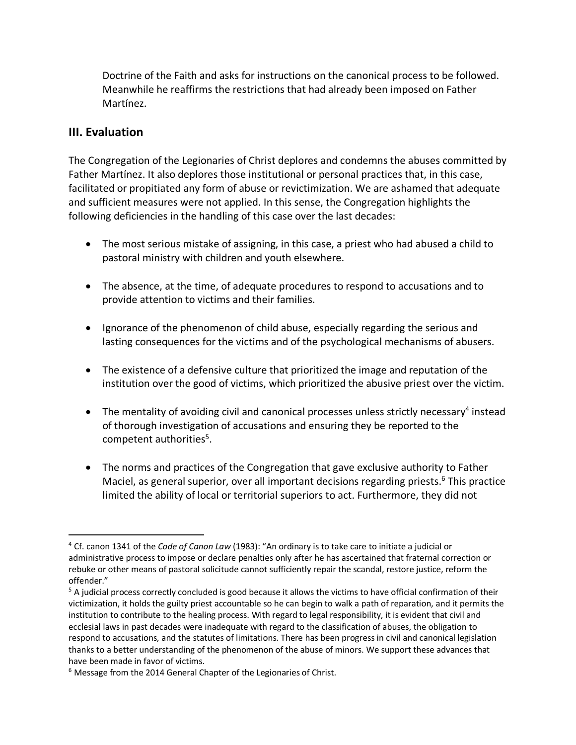Doctrine of the Faith and asks for instructions on the canonical process to be followed. Meanwhile he reaffirms the restrictions that had already been imposed on Father Martínez.

## III. Evaluation

The Congregation of the Legionaries of Christ deplores and condemns the abuses committed by Father Martínez. It also deplores those institutional or personal practices that, in this case, facilitated or propitiated any form of abuse or revictimization. We are ashamed that adequate and sufficient measures were not applied. In this sense, the Congregation highlights the following deficiencies in the handling of this case over the last decades:

- The most serious mistake of assigning, in this case, a priest who had abused a child to pastoral ministry with children and youth elsewhere.
- The absence, at the time, of adequate procedures to respond to accusations and to provide attention to victims and their families.
- Ignorance of the phenomenon of child abuse, especially regarding the serious and lasting consequences for the victims and of the psychological mechanisms of abusers.
- The existence of a defensive culture that prioritized the image and reputation of the institution over the good of victims, which prioritized the abusive priest over the victim.
- The mentality of avoiding civil and canonical processes unless strictly necessary[4] instead of thorough investigation of accusations and ensuring they be reported to the competent authorities[5].
- The norms and practices of the Congregation that gave exclusive authority to Father Maciel, as general superior, over all important decisions regarding priests.[6] This practice limited the ability of local or territorial superiors to act. Furthermore, they did not

---

[4] Cf. canon 1341 of the *Code of Canon Law* (1983): "An ordinary is to take care to initiate a judicial or administrative process to impose or declare penalties only after he has ascertained that fraternal correction or rebuke or other means of pastoral solicitude cannot sufficiently repair the scandal, restore justice, reform the offender."

[5] A judicial process correctly concluded is good because it allows the victims to have official confirmation of their victimization, it holds the guilty priest accountable so he can begin to walk a path of reparation, and it permits the institution to contribute to the healing process. With regard to legal responsibility, it is evident that civil and ecclesial laws in past decades were inadequate with regard to the classification of abuses, the obligation to respond to accusations, and the statutes of limitations. There has been progress in civil and canonical legislation thanks to a better understanding of the phenomenon of the abuse of minors. We support these advances that have been made in favor of victims.

[6] Message from the 2014 General Chapter of the Legionaries of Christ.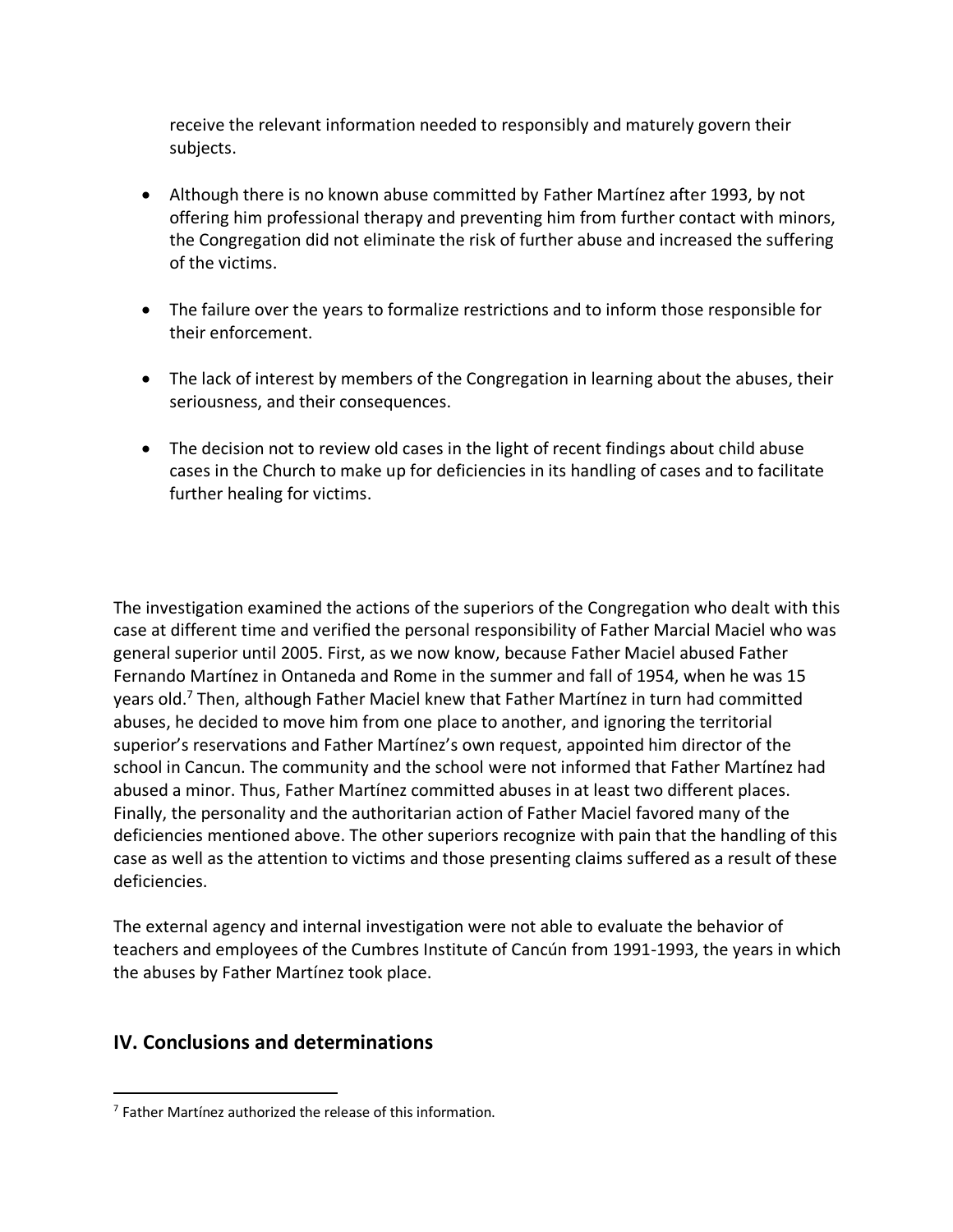receive the relevant information needed to responsibly and maturely govern their subjects.

- Although there is no known abuse committed by Father Martínez after 1993, by not offering him professional therapy and preventing him from further contact with minors, the Congregation did not eliminate the risk of further abuse and increased the suffering of the victims.

- The failure over the years to formalize restrictions and to inform those responsible for their enforcement.

- The lack of interest by members of the Congregation in learning about the abuses, their seriousness, and their consequences.

- The decision not to review old cases in the light of recent findings about child abuse cases in the Church to make up for deficiencies in its handling of cases and to facilitate further healing for victims.

The investigation examined the actions of the superiors of the Congregation who dealt with this case at different time and verified the personal responsibility of Father Marcial Maciel who was general superior until 2005. First, as we now know, because Father Maciel abused Father Fernando Martínez in Ontaneda and Rome in the summer and fall of 1954, when he was 15 years old.[7] Then, although Father Maciel knew that Father Martínez in turn had committed abuses, he decided to move him from one place to another, and ignoring the territorial superior's reservations and Father Martínez's own request, appointed him director of the school in Cancun. The community and the school were not informed that Father Martínez had abused a minor. Thus, Father Martínez committed abuses in at least two different places. Finally, the personality and the authoritarian action of Father Maciel favored many of the deficiencies mentioned above. The other superiors recognize with pain that the handling of this case as well as the attention to victims and those presenting claims suffered as a result of these deficiencies.

The external agency and internal investigation were not able to evaluate the behavior of teachers and employees of the Cumbres Institute of Cancún from 1991-1993, the years in which the abuses by Father Martínez took place.

## IV. Conclusions and determinations

[7] Father Martínez authorized the release of this information.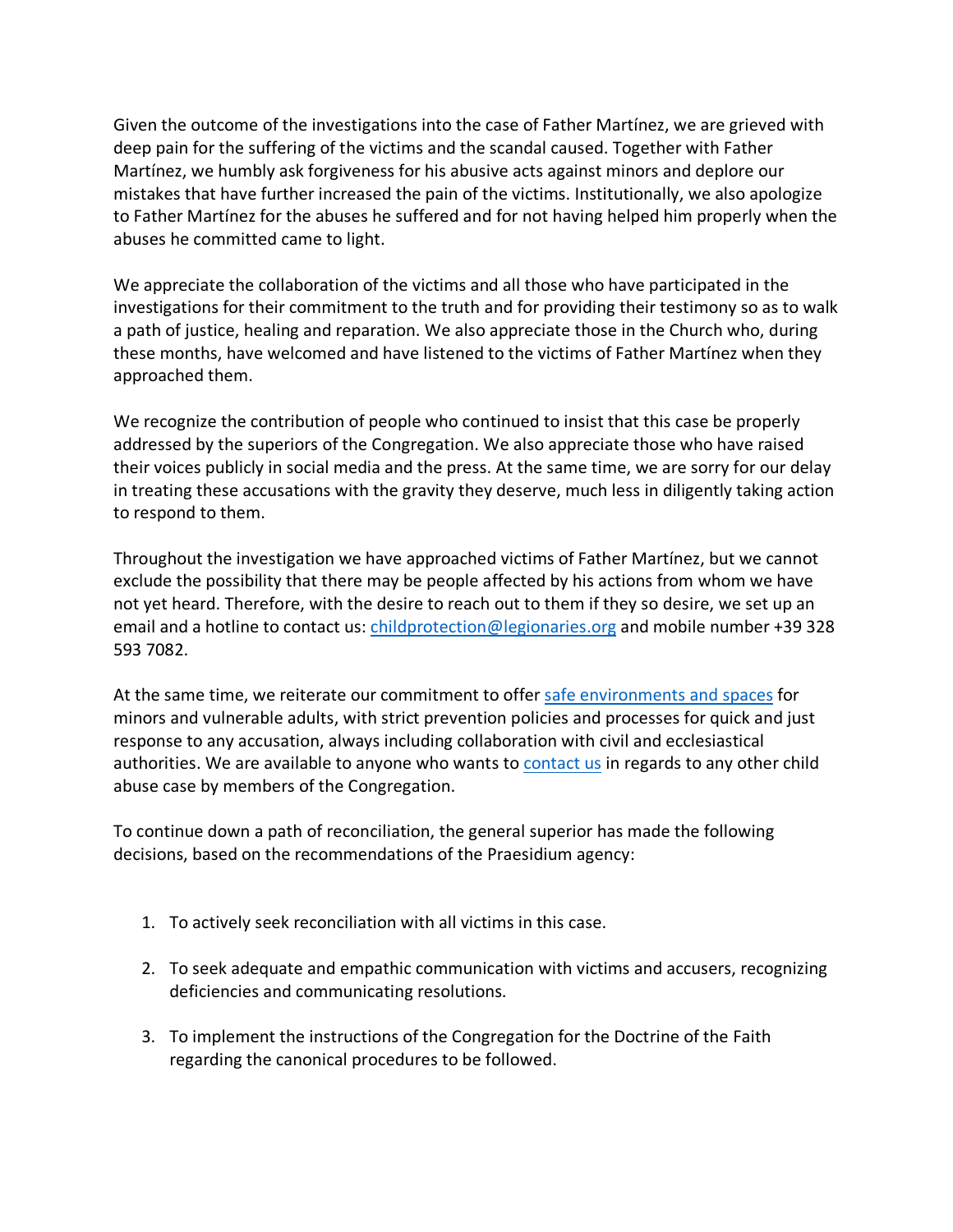Given the outcome of the investigations into the case of Father Martínez, we are grieved with deep pain for the suffering of the victims and the scandal caused. Together with Father Martínez, we humbly ask forgiveness for his abusive acts against minors and deplore our mistakes that have further increased the pain of the victims. Institutionally, we also apologize to Father Martínez for the abuses he suffered and for not having helped him properly when the abuses he committed came to light.

We appreciate the collaboration of the victims and all those who have participated in the investigations for their commitment to the truth and for providing their testimony so as to walk a path of justice, healing and reparation. We also appreciate those in the Church who, during these months, have welcomed and have listened to the victims of Father Martínez when they approached them.

We recognize the contribution of people who continued to insist that this case be properly addressed by the superiors of the Congregation. We also appreciate those who have raised their voices publicly in social media and the press. At the same time, we are sorry for our delay in treating these accusations with the gravity they deserve, much less in diligently taking action to respond to them.

Throughout the investigation we have approached victims of Father Martínez, but we cannot exclude the possibility that there may be people affected by his actions from whom we have not yet heard. Therefore, with the desire to reach out to them if they so desire, we set up an email and a hotline to contact us: childprotection@legionaries.org and mobile number +39 328 593 7082.

At the same time, we reiterate our commitment to offer safe environments and spaces for minors and vulnerable adults, with strict prevention policies and processes for quick and just response to any accusation, always including collaboration with civil and ecclesiastical authorities. We are available to anyone who wants to contact us in regards to any other child abuse case by members of the Congregation.

To continue down a path of reconciliation, the general superior has made the following decisions, based on the recommendations of the Praesidium agency:

1. To actively seek reconciliation with all victims in this case.

2. To seek adequate and empathic communication with victims and accusers, recognizing deficiencies and communicating resolutions.

3. To implement the instructions of the Congregation for the Doctrine of the Faith regarding the canonical procedures to be followed.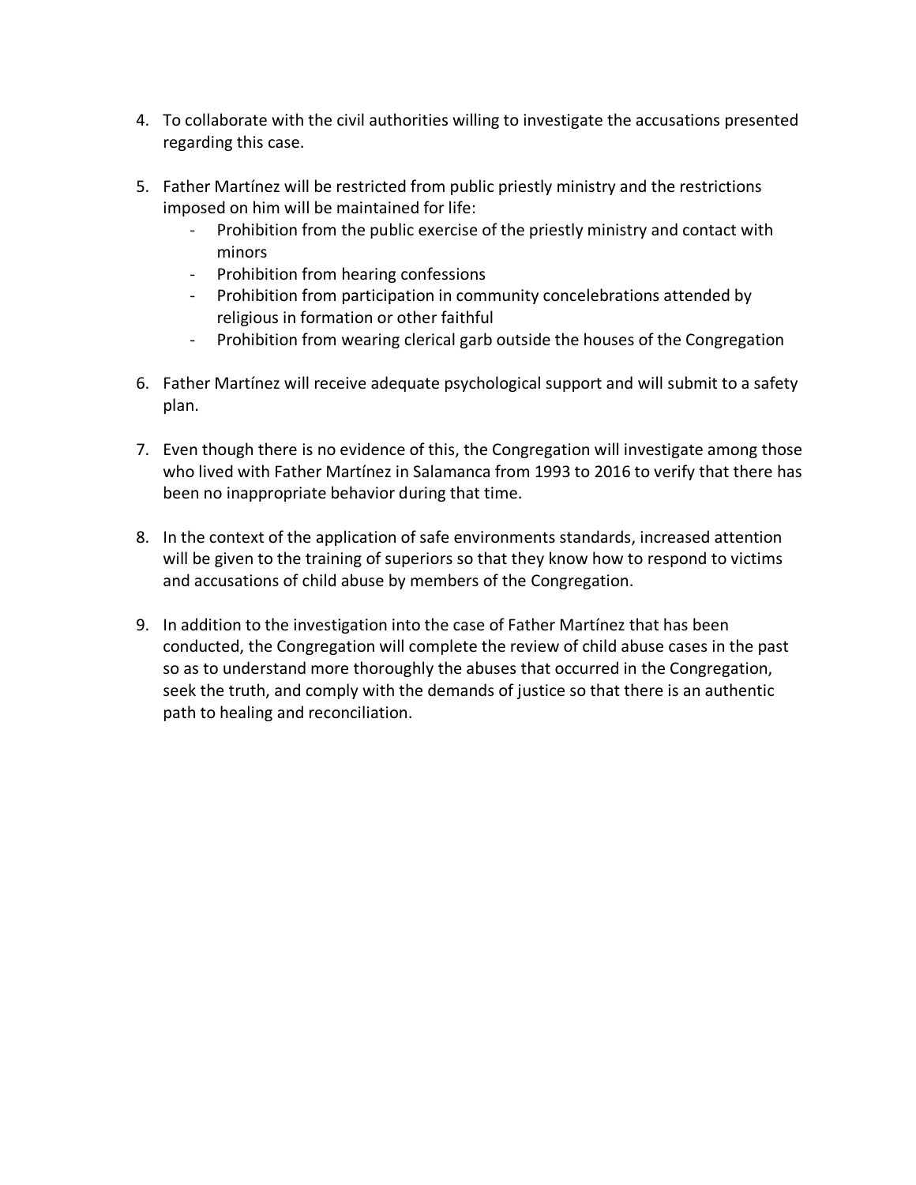4. To collaborate with the civil authorities willing to investigate the accusations presented regarding this case.

5. Father Martínez will be restricted from public priestly ministry and the restrictions imposed on him will be maintained for life:
   - Prohibition from the public exercise of the priestly ministry and contact with minors
   - Prohibition from hearing confessions
   - Prohibition from participation in community concelebrations attended by religious in formation or other faithful
   - Prohibition from wearing clerical garb outside the houses of the Congregation

6. Father Martínez will receive adequate psychological support and will submit to a safety plan.

7. Even though there is no evidence of this, the Congregation will investigate among those who lived with Father Martínez in Salamanca from 1993 to 2016 to verify that there has been no inappropriate behavior during that time.

8. In the context of the application of safe environments standards, increased attention will be given to the training of superiors so that they know how to respond to victims and accusations of child abuse by members of the Congregation.

9. In addition to the investigation into the case of Father Martínez that has been conducted, the Congregation will complete the review of child abuse cases in the past so as to understand more thoroughly the abuses that occurred in the Congregation, seek the truth, and comply with the demands of justice so that there is an authentic path to healing and reconciliation.